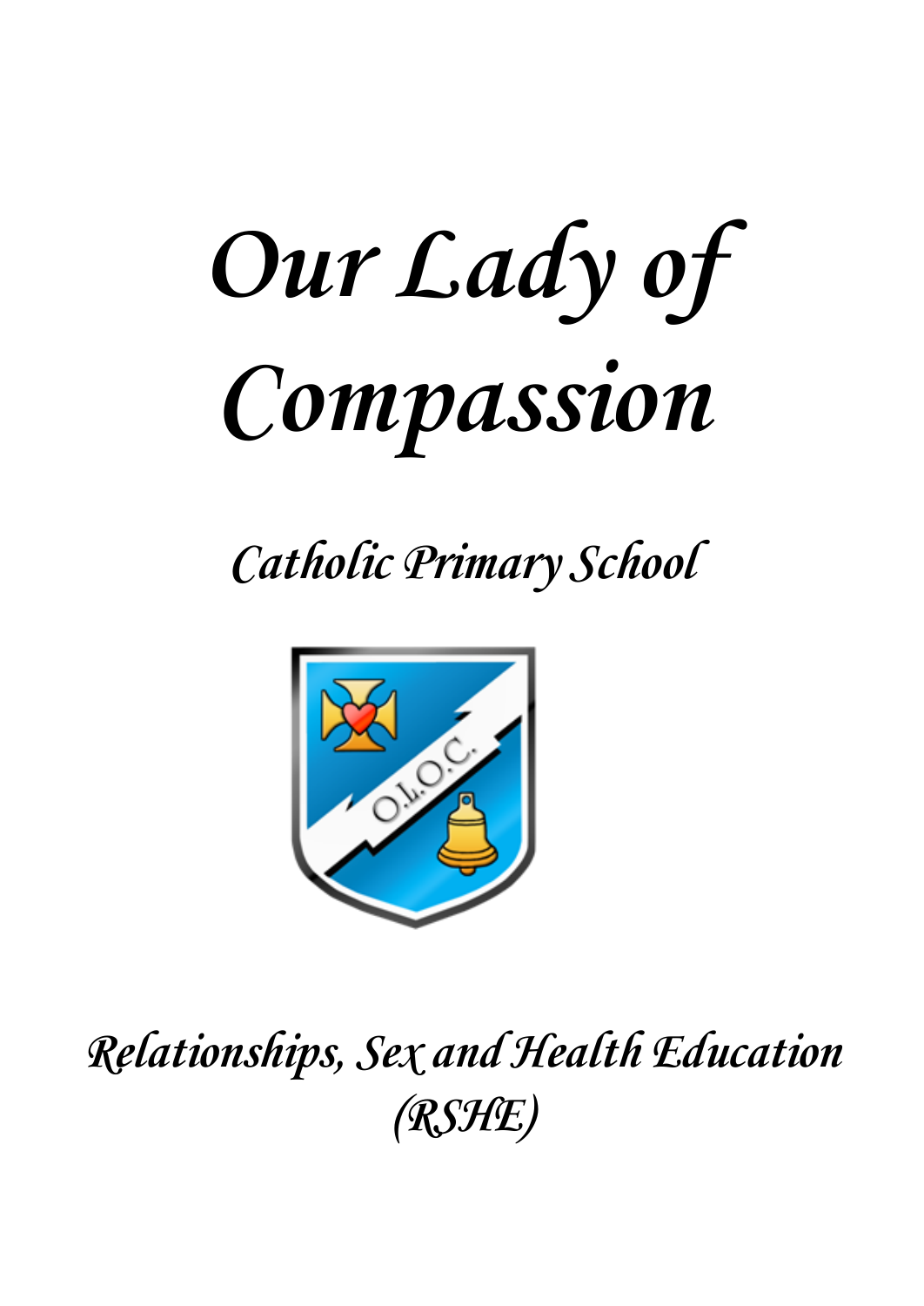# *Our Lady of Compassion*

## *Catholic Primary School*

## *Relationships, Sex and Health Education (RSHE)*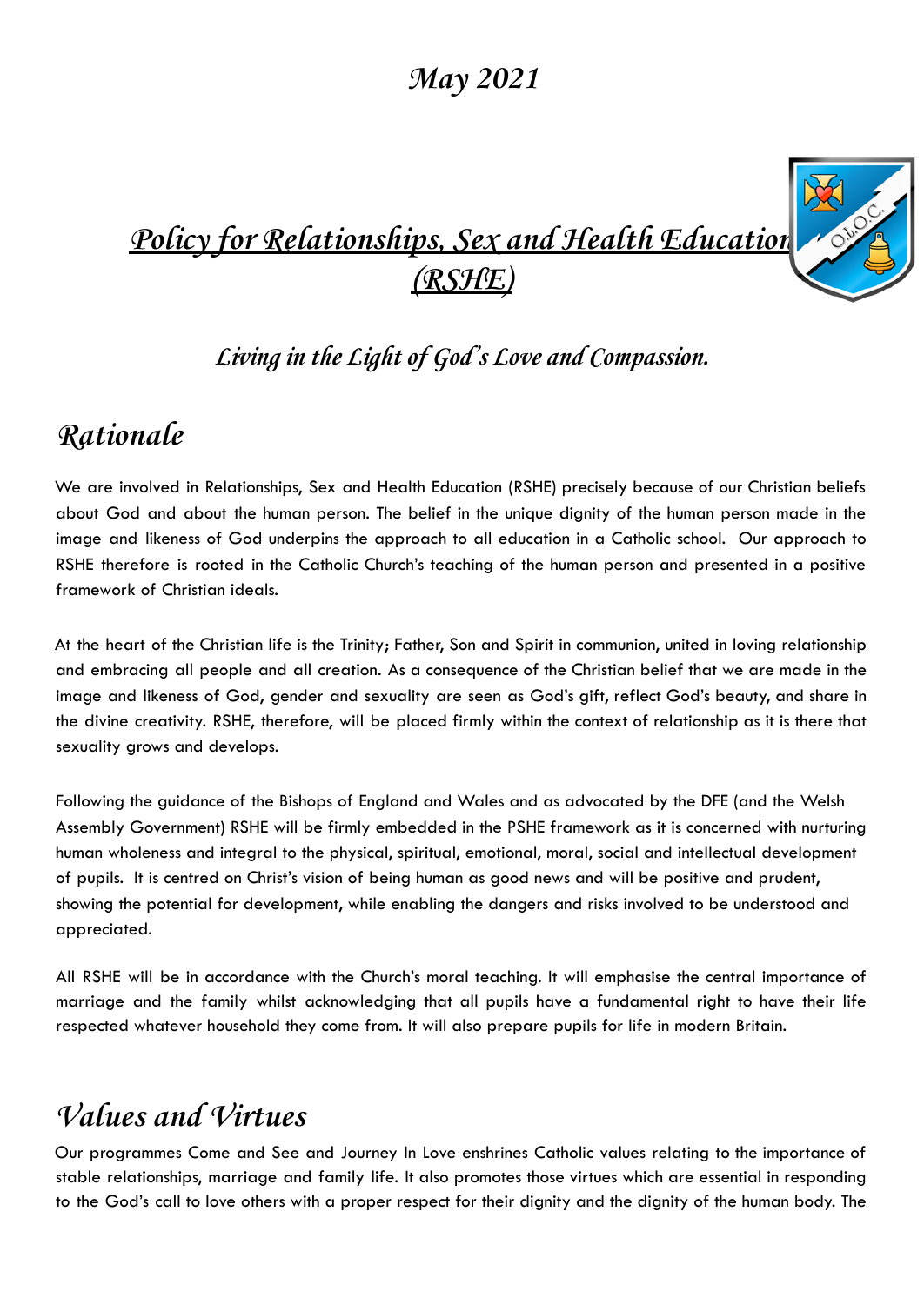*May 2021*

# *Policy for Relationships, Sex and Health Education (RSHE)*

*Living in the Light of God's Love and Compassion.*

## *Rationale*

We are involved in Relationships, Sex and Health Education (RSHE) precisely because of our Christian beliefs about God and about the human person. The belief in the unique dignity of the human person made in the image and likeness of God underpins the approach to all education in a Catholic school. Our approach to RSHE therefore is rooted in the Catholic Church's teaching of the human person and presented in a positive framework of Christian ideals.

At the heart of the Christian life is the Trinity; Father, Son and Spirit in communion, united in loving relationship and embracing all people and all creation. As a consequence of the Christian belief that we are made in the image and likeness of God, gender and sexuality are seen as God's gift, reflect God's beauty, and share in the divine creativity. RSHE, therefore, will be placed firmly within the context of relationship as it is there that sexuality grows and develops.

Following the guidance of the Bishops of England and Wales and as advocated by the DFE (and the Welsh Assembly Government) RSHE will be firmly embedded in the PSHE framework as it is concerned with nurturing human wholeness and integral to the physical, spiritual, emotional, moral, social and intellectual development of pupils. It is centred on Christ's vision of being human as good news and will be positive and prudent, showing the potential for development, while enabling the dangers and risks involved to be understood and appreciated.

All RSHE will be in accordance with the Church's moral teaching. It will emphasise the central importance of marriage and the family whilst acknowledging that all pupils have a fundamental right to have their life respected whatever household they come from. It will also prepare pupils for life in modern Britain.

## *Values and Virtues*

Our programmes Come and See and Journey In Love enshrines Catholic values relating to the importance of stable relationships, marriage and family life. It also promotes those virtues which are essential in responding to the God's call to love others with a proper respect for their dignity and the dignity of the human body. The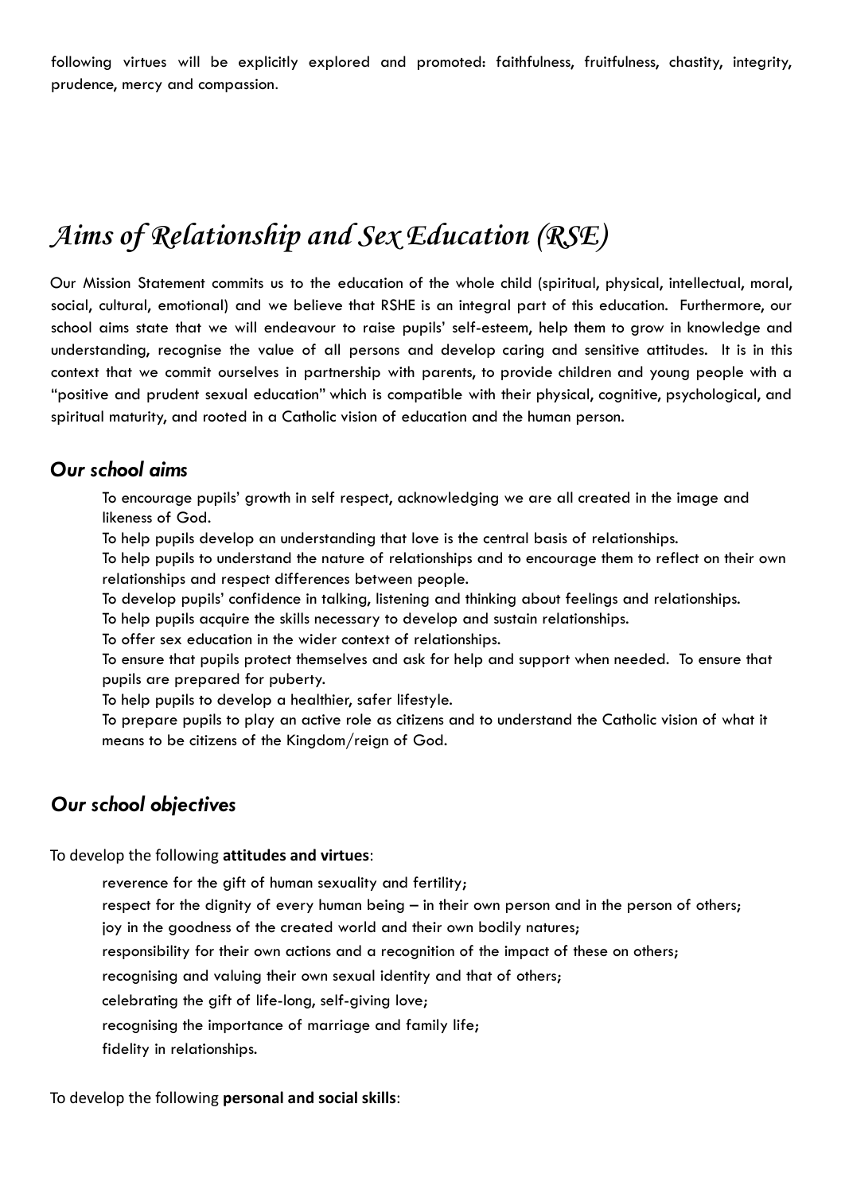following virtues will be explicitly explored and promoted: faithfulness, fruitfulness, chastity, integrity, prudence, mercy and compassion.

# Aims of Relationship and Sex Education (RSE)

Our Mission Statement commits us to the education of the whole child (spiritual, physical, intellectual, moral, social, cultural, emotional) and we believe that RSHE is an integral part of this education. Furthermore, our school aims state that we will endeavour to raise pupils' self-esteem, help them to grow in knowledge and understanding, recognise the value of all persons and develop caring and sensitive attitudes. It is in this context that we commit ourselves in partnership with parents, to provide children and young people with a "positive and prudent sexual education" which is compatible with their physical, cognitive, psychological, and spiritual maturity, and rooted in a Catholic vision of education and the human person.

## *Our school aims*

- To encourage pupils' growth in self respect, acknowledging we are all created in the image and likeness of God.
- To help pupils develop an understanding that love is the central basis of relationships.
- To help pupils to understand the nature of relationships and to encourage them to reflect on their own relationships and respect differences between people.
- To develop pupils' confidence in talking, listening and thinking about feelings and relationships.
- To help pupils acquire the skills necessary to develop and sustain relationships.
- To offer sex education in the wider context of relationships.
- To ensure that pupils protect themselves and ask for help and support when needed. To ensure that pupils are prepared for puberty.
- To help pupils to develop a healthier, safer lifestyle.
- To prepare pupils to play an active role as citizens and to understand the Catholic vision of what it means to be citizens of the Kingdom/reign of God.

## *Our school objectives*

To develop the following **attitudes and virtues**:

- reverence for the gift of human sexuality and fertility;
- respect for the dignity of every human being – in their own person and in the person of others;
- joy in the goodness of the created world and their own bodily natures;
- responsibility for their own actions and a recognition of the impact of these on others;
- recognising and valuing their own sexual identity and that of others;
- celebrating the gift of life-long, self-giving love;
- recognising the importance of marriage and family life;
- fidelity in relationships.

To develop the following **personal and social skills**: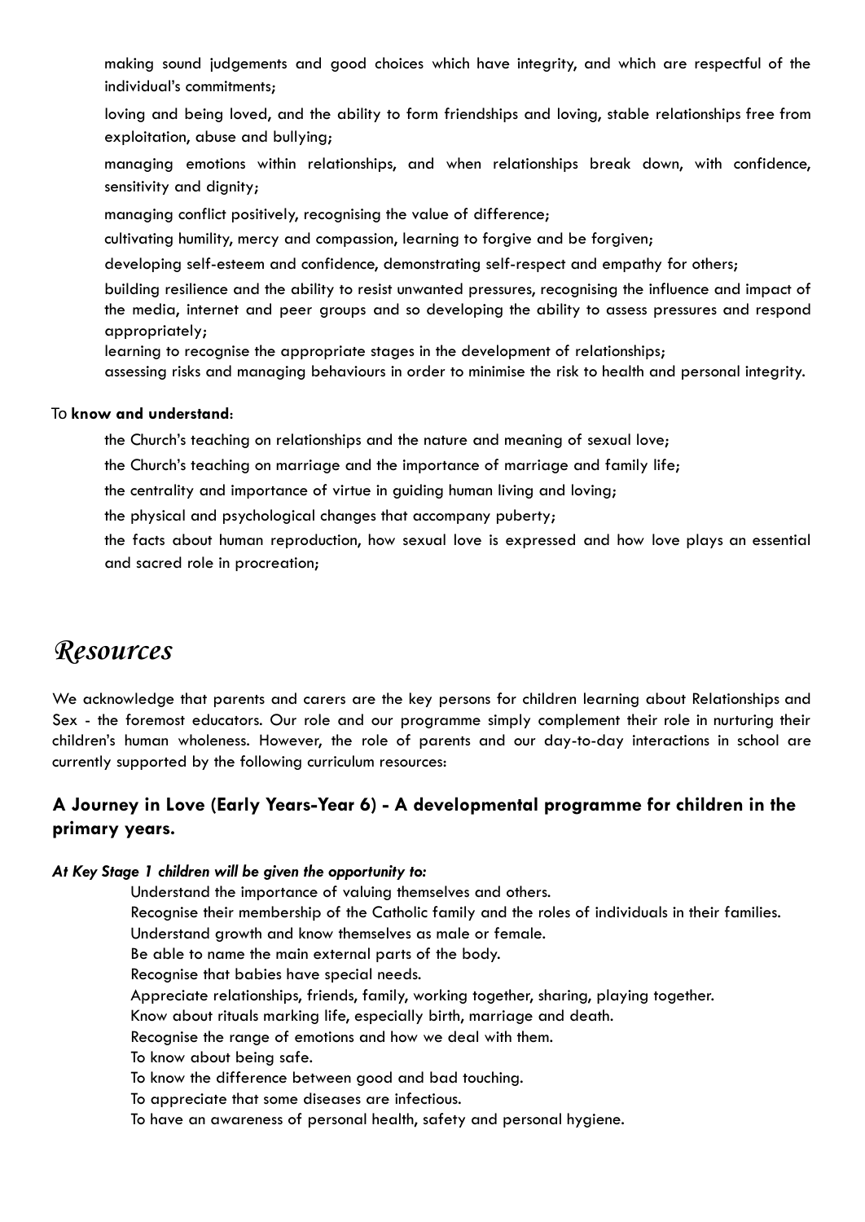- making sound judgements and good choices which have integrity, and which are respectful of the individual's commitments;
- loving and being loved, and the ability to form friendships and loving, stable relationships free from exploitation, abuse and bullying;
- managing emotions within relationships, and when relationships break down, with confidence, sensitivity and dignity;
- managing conflict positively, recognising the value of difference;
- cultivating humility, mercy and compassion, learning to forgive and be forgiven;
- developing self-esteem and confidence, demonstrating self-respect and empathy for others;
- building resilience and the ability to resist unwanted pressures, recognising the influence and impact of the media, internet and peer groups and so developing the ability to assess pressures and respond appropriately;
- learning to recognise the appropriate stages in the development of relationships;
- assessing risks and managing behaviours in order to minimise the risk to health and personal integrity.

To **know and understand**:

- the Church's teaching on relationships and the nature and meaning of sexual love;
- the Church's teaching on marriage and the importance of marriage and family life;
- the centrality and importance of virtue in guiding human living and loving;
- the physical and psychological changes that accompany puberty;
- the facts about human reproduction, how sexual love is expressed and how love plays an essential and sacred role in procreation;

# *Resources*

We acknowledge that parents and carers are the key persons for children learning about Relationships and Sex - the foremost educators. Our role and our programme simply complement their role in nurturing their children's human wholeness. However, the role of parents and our day-to-day interactions in school are currently supported by the following curriculum resources:

### A Journey in Love (Early Years-Year 6) - A developmental programme for children in the primary years.

***At Key Stage 1 children will be given the opportunity to:***

- Understand the importance of valuing themselves and others.
- Recognise their membership of the Catholic family and the roles of individuals in their families.
- Understand growth and know themselves as male or female.
- Be able to name the main external parts of the body.
- Recognise that babies have special needs.
- Appreciate relationships, friends, family, working together, sharing, playing together.
- Know about rituals marking life, especially birth, marriage and death.
- Recognise the range of emotions and how we deal with them.
- To know about being safe.
- To know the difference between good and bad touching.
- To appreciate that some diseases are infectious.
- To have an awareness of personal health, safety and personal hygiene.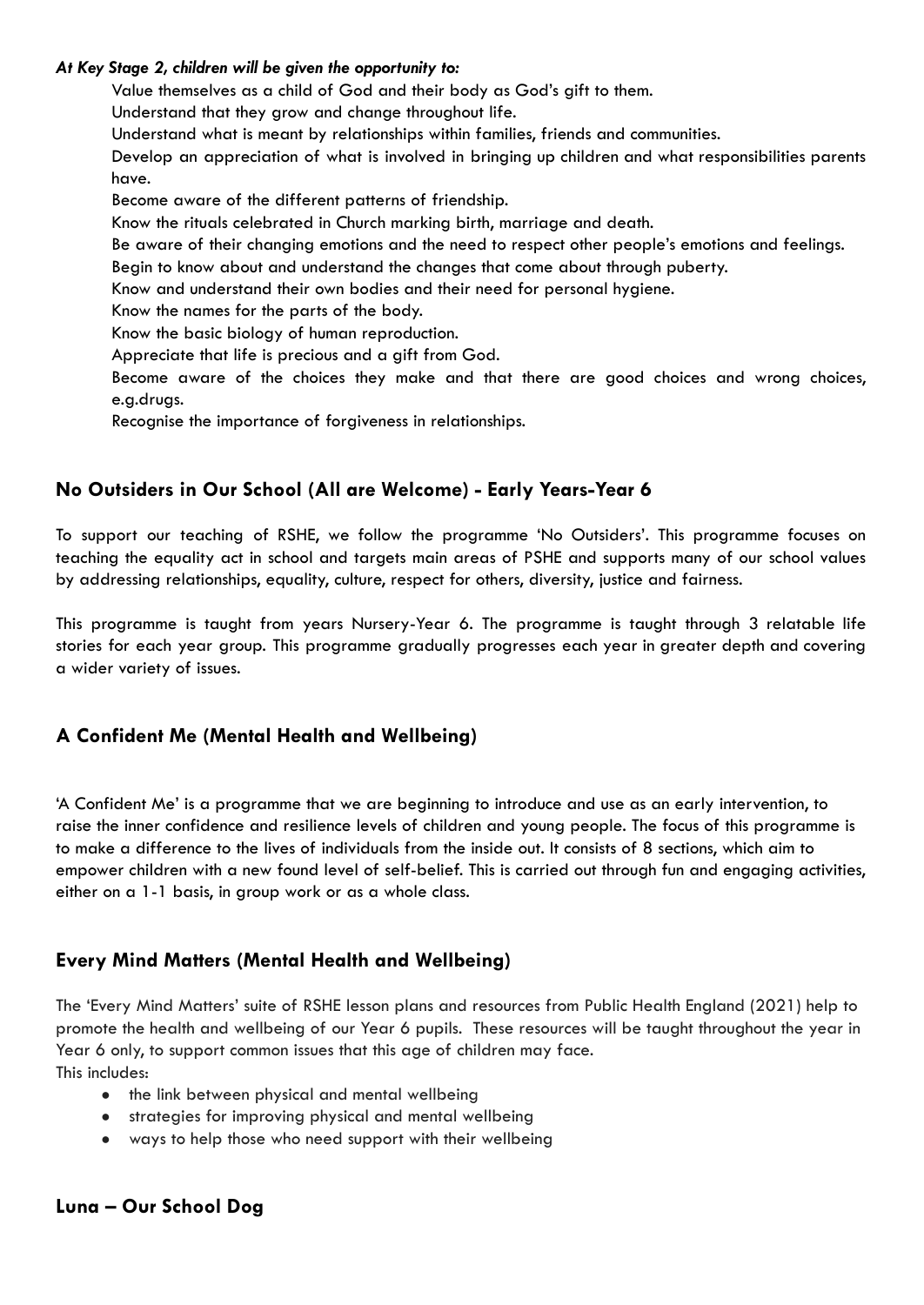***At Key Stage 2, children will be given the opportunity to:***

- Value themselves as a child of God and their body as God's gift to them.
- Understand that they grow and change throughout life.
- Understand what is meant by relationships within families, friends and communities.
- Develop an appreciation of what is involved in bringing up children and what responsibilities parents have.
- Become aware of the different patterns of friendship.
- Know the rituals celebrated in Church marking birth, marriage and death.
- Be aware of their changing emotions and the need to respect other people's emotions and feelings.
- Begin to know about and understand the changes that come about through puberty.
- Know and understand their own bodies and their need for personal hygiene.
- Know the names for the parts of the body.
- Know the basic biology of human reproduction.
- Appreciate that life is precious and a gift from God.
- Become aware of the choices they make and that there are good choices and wrong choices, e.g.drugs.
- Recognise the importance of forgiveness in relationships.

## No Outsiders in Our School (All are Welcome) - Early Years-Year 6

To support our teaching of RSHE, we follow the programme 'No Outsiders'. This programme focuses on teaching the equality act in school and targets main areas of PSHE and supports many of our school values by addressing relationships, equality, culture, respect for others, diversity, justice and fairness.

This programme is taught from years Nursery-Year 6. The programme is taught through 3 relatable life stories for each year group. This programme gradually progresses each year in greater depth and covering a wider variety of issues.

## A Confident Me (Mental Health and Wellbeing)

'A Confident Me' is a programme that we are beginning to introduce and use as an early intervention, to raise the inner confidence and resilience levels of children and young people. The focus of this programme is to make a difference to the lives of individuals from the inside out. It consists of 8 sections, which aim to empower children with a new found level of self-belief. This is carried out through fun and engaging activities, either on a 1-1 basis, in group work or as a whole class.

## Every Mind Matters (Mental Health and Wellbeing)

The 'Every Mind Matters' suite of RSHE lesson plans and resources from Public Health England (2021) help to promote the health and wellbeing of our Year 6 pupils. These resources will be taught throughout the year in Year 6 only, to support common issues that this age of children may face.
This includes:

- the link between physical and mental wellbeing
- strategies for improving physical and mental wellbeing
- ways to help those who need support with their wellbeing

## Luna – Our School Dog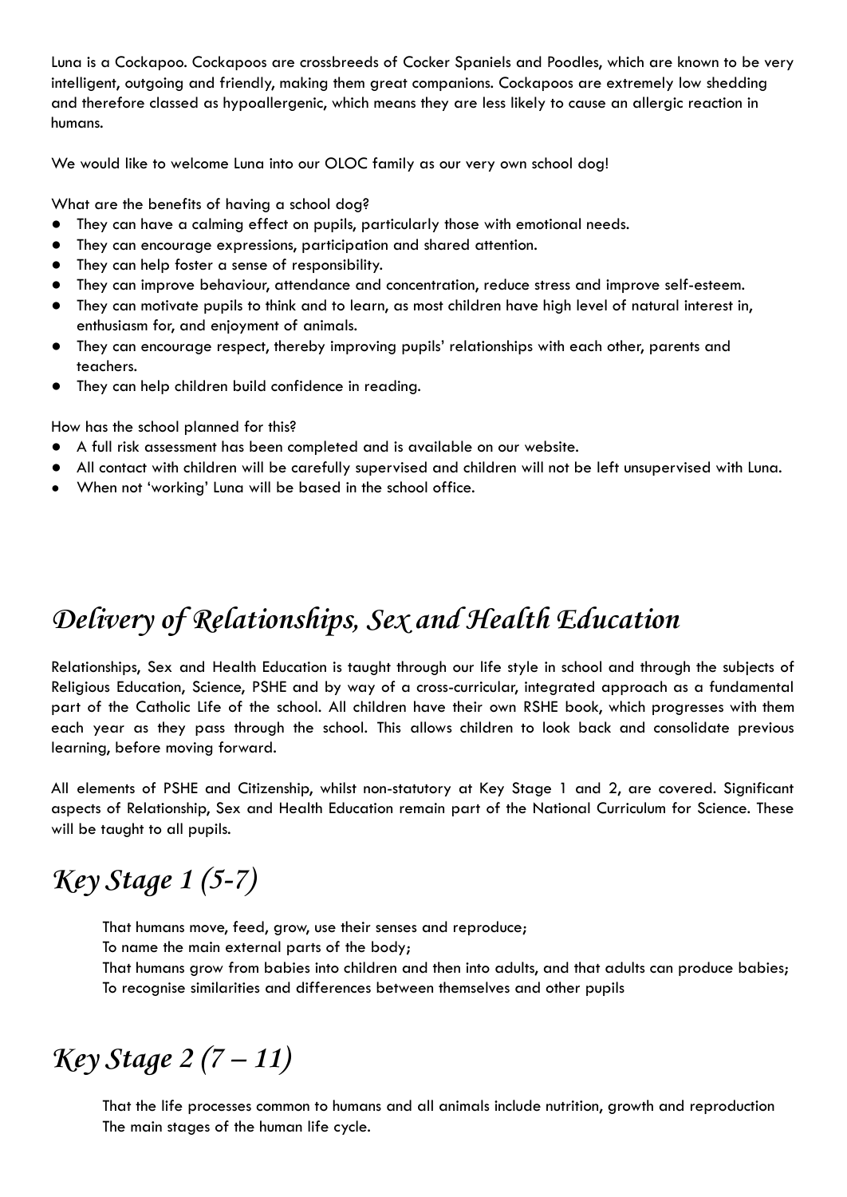Luna is a Cockapoo. Cockapoos are crossbreeds of Cocker Spaniels and Poodles, which are known to be very intelligent, outgoing and friendly, making them great companions. Cockapoos are extremely low shedding and therefore classed as hypoallergenic, which means they are less likely to cause an allergic reaction in humans.

We would like to welcome Luna into our OLOC family as our very own school dog!

What are the benefits of having a school dog?

- They can have a calming effect on pupils, particularly those with emotional needs.
- They can encourage expressions, participation and shared attention.
- They can help foster a sense of responsibility.
- They can improve behaviour, attendance and concentration, reduce stress and improve self-esteem.
- They can motivate pupils to think and to learn, as most children have high level of natural interest in, enthusiasm for, and enjoyment of animals.
- They can encourage respect, thereby improving pupils' relationships with each other, parents and teachers.
- They can help children build confidence in reading.

How has the school planned for this?

- A full risk assessment has been completed and is available on our website.
- All contact with children will be carefully supervised and children will not be left unsupervised with Luna.
- When not 'working' Luna will be based in the school office.

# *Delivery of Relationships, Sex and Health Education*

Relationships, Sex and Health Education is taught through our life style in school and through the subjects of Religious Education, Science, PSHE and by way of a cross-curricular, integrated approach as a fundamental part of the Catholic Life of the school. All children have their own RSHE book, which progresses with them each year as they pass through the school. This allows children to look back and consolidate previous learning, before moving forward.

All elements of PSHE and Citizenship, whilst non-statutory at Key Stage 1 and 2, are covered. Significant aspects of Relationship, Sex and Health Education remain part of the National Curriculum for Science. These will be taught to all pupils.

## *Key Stage 1 (5-7)*

That humans move, feed, grow, use their senses and reproduce;
To name the main external parts of the body;
That humans grow from babies into children and then into adults, and that adults can produce babies;
To recognise similarities and differences between themselves and other pupils

## *Key Stage 2 (7 – 11)*

That the life processes common to humans and all animals include nutrition, growth and reproduction
The main stages of the human life cycle.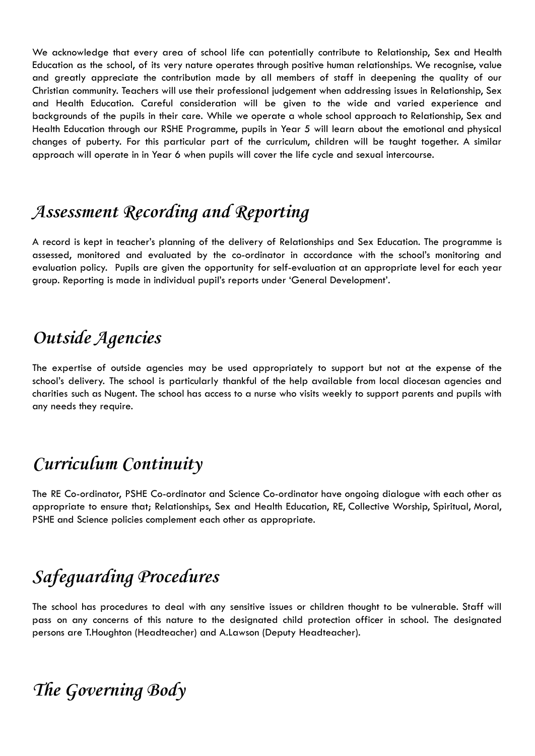We acknowledge that every area of school life can potentially contribute to Relationship, Sex and Health Education as the school, of its very nature operates through positive human relationships. We recognise, value and greatly appreciate the contribution made by all members of staff in deepening the quality of our Christian community. Teachers will use their professional judgement when addressing issues in Relationship, Sex and Health Education. Careful consideration will be given to the wide and varied experience and backgrounds of the pupils in their care. While we operate a whole school approach to Relationship, Sex and Health Education through our RSHE Programme, pupils in Year 5 will learn about the emotional and physical changes of puberty. For this particular part of the curriculum, children will be taught together. A similar approach will operate in in Year 6 when pupils will cover the life cycle and sexual intercourse.

## Assessment Recording and Reporting

A record is kept in teacher's planning of the delivery of Relationships and Sex Education. The programme is assessed, monitored and evaluated by the co-ordinator in accordance with the school's monitoring and evaluation policy. Pupils are given the opportunity for self-evaluation at an appropriate level for each year group. Reporting is made in individual pupil's reports under 'General Development'.

## Outside Agencies

The expertise of outside agencies may be used appropriately to support but not at the expense of the school's delivery. The school is particularly thankful of the help available from local diocesan agencies and charities such as Nugent. The school has access to a nurse who visits weekly to support parents and pupils with any needs they require.

## Curriculum Continuity

The RE Co-ordinator, PSHE Co-ordinator and Science Co-ordinator have ongoing dialogue with each other as appropriate to ensure that; Relationships, Sex and Health Education, RE, Collective Worship, Spiritual, Moral, PSHE and Science policies complement each other as appropriate.

## Safeguarding Procedures

The school has procedures to deal with any sensitive issues or children thought to be vulnerable. Staff will pass on any concerns of this nature to the designated child protection officer in school. The designated persons are T.Houghton (Headteacher) and A.Lawson (Deputy Headteacher).

## The Governing Body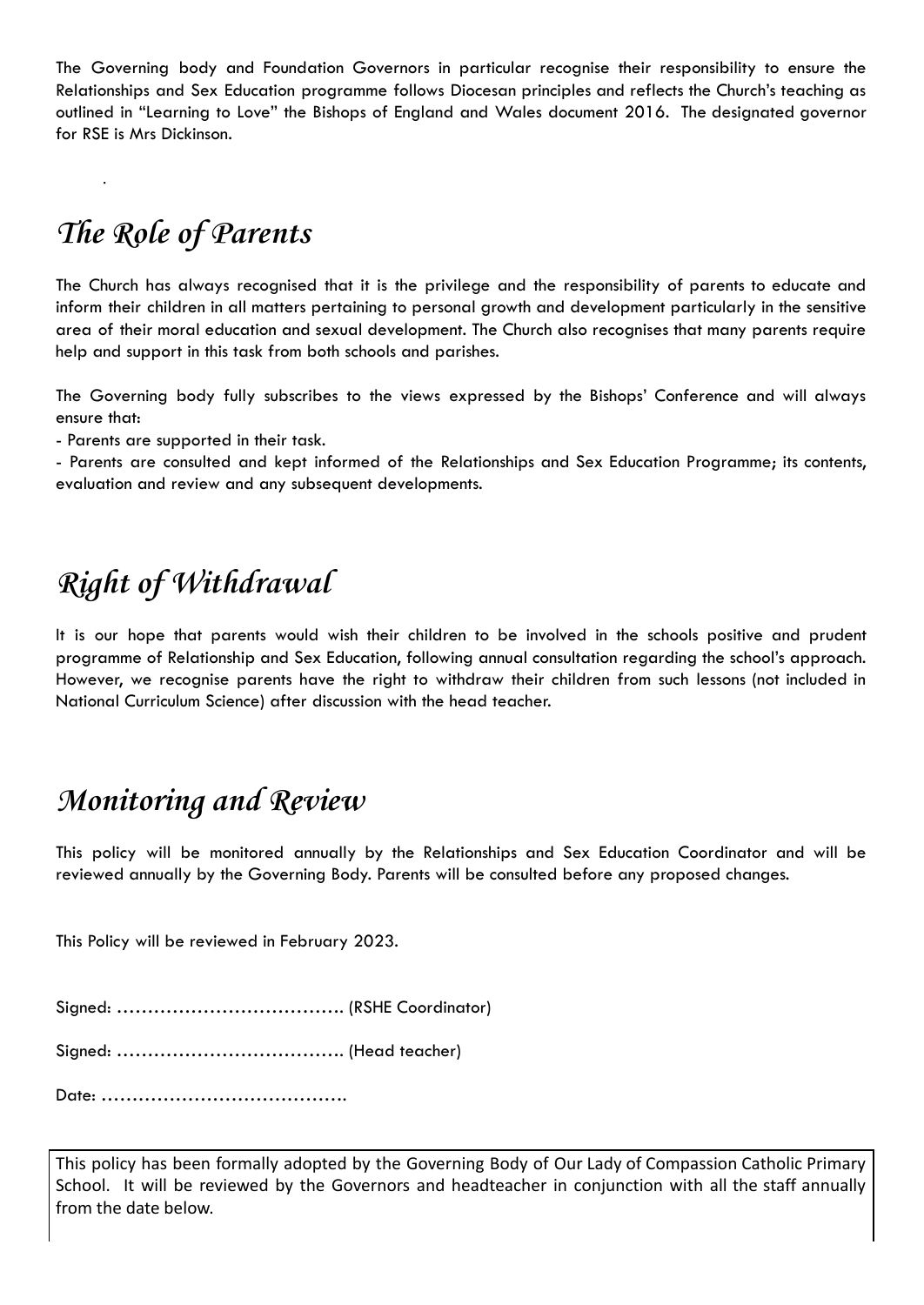The Governing body and Foundation Governors in particular recognise their responsibility to ensure the Relationships and Sex Education programme follows Diocesan principles and reflects the Church's teaching as outlined in "Learning to Love" the Bishops of England and Wales document 2016. The designated governor for RSE is Mrs Dickinson.

.

# *The Role of Parents*

The Church has always recognised that it is the privilege and the responsibility of parents to educate and inform their children in all matters pertaining to personal growth and development particularly in the sensitive area of their moral education and sexual development. The Church also recognises that many parents require help and support in this task from both schools and parishes.

The Governing body fully subscribes to the views expressed by the Bishops' Conference and will always ensure that:

- Parents are supported in their task.
- Parents are consulted and kept informed of the Relationships and Sex Education Programme; its contents, evaluation and review and any subsequent developments.

# *Right of Withdrawal*

It is our hope that parents would wish their children to be involved in the schools positive and prudent programme of Relationship and Sex Education, following annual consultation regarding the school's approach. However, we recognise parents have the right to withdraw their children from such lessons (not included in National Curriculum Science) after discussion with the head teacher.

# *Monitoring and Review*

This policy will be monitored annually by the Relationships and Sex Education Coordinator and will be reviewed annually by the Governing Body. Parents will be consulted before any proposed changes.

This Policy will be reviewed in February 2023.

Signed: ………………………………. (RSHE Coordinator)

Signed: ………………………………. (Head teacher)

Date: ………………………………….

This policy has been formally adopted by the Governing Body of Our Lady of Compassion Catholic Primary School. It will be reviewed by the Governors and headteacher in conjunction with all the staff annually from the date below.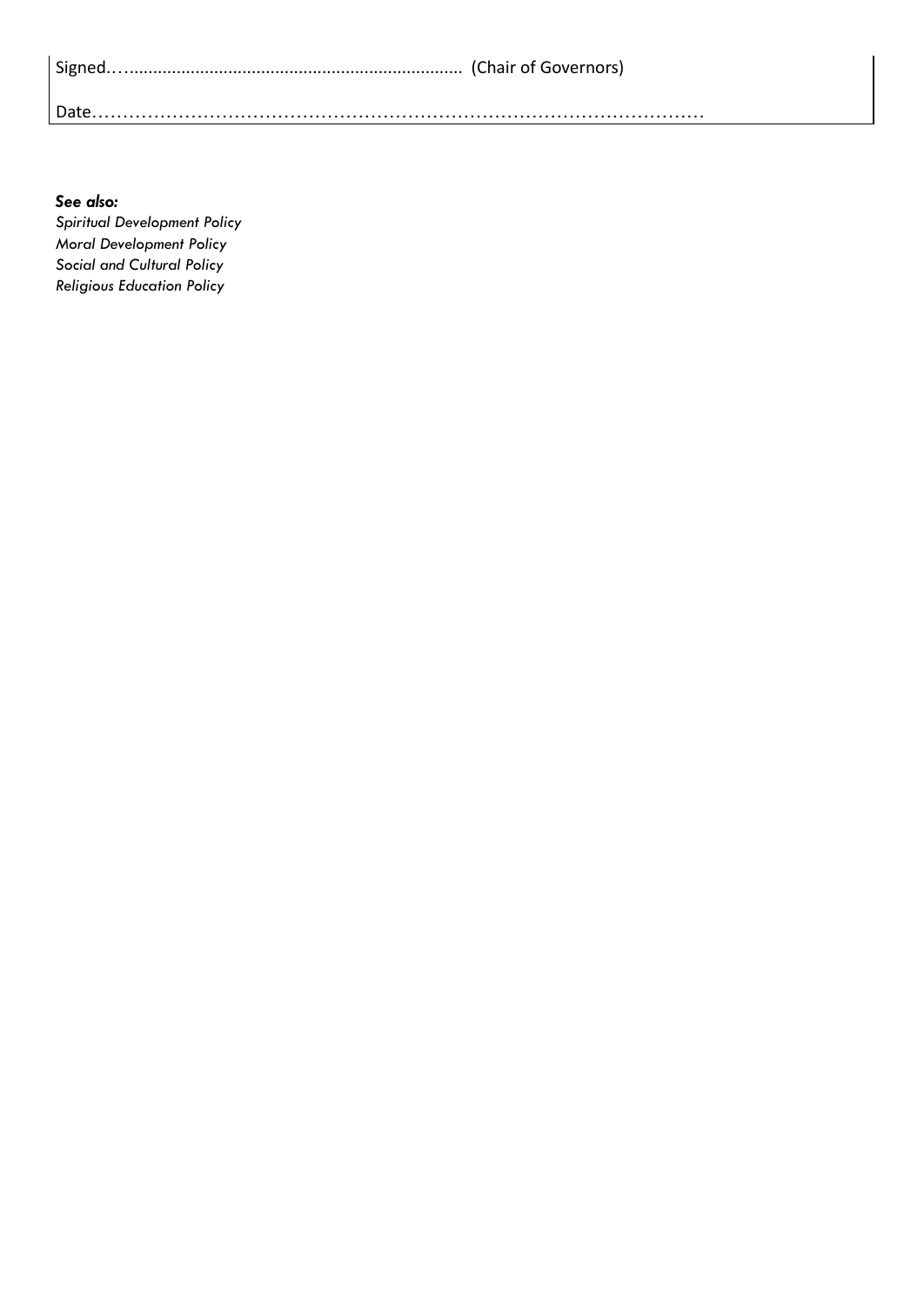Signed…....................................................................... (Chair of Governors)

Date……………………………………………………………………………………

***See also:***
*Spiritual Development Policy*
*Moral Development Policy*
*Social and Cultural Policy*
*Religious Education Policy*